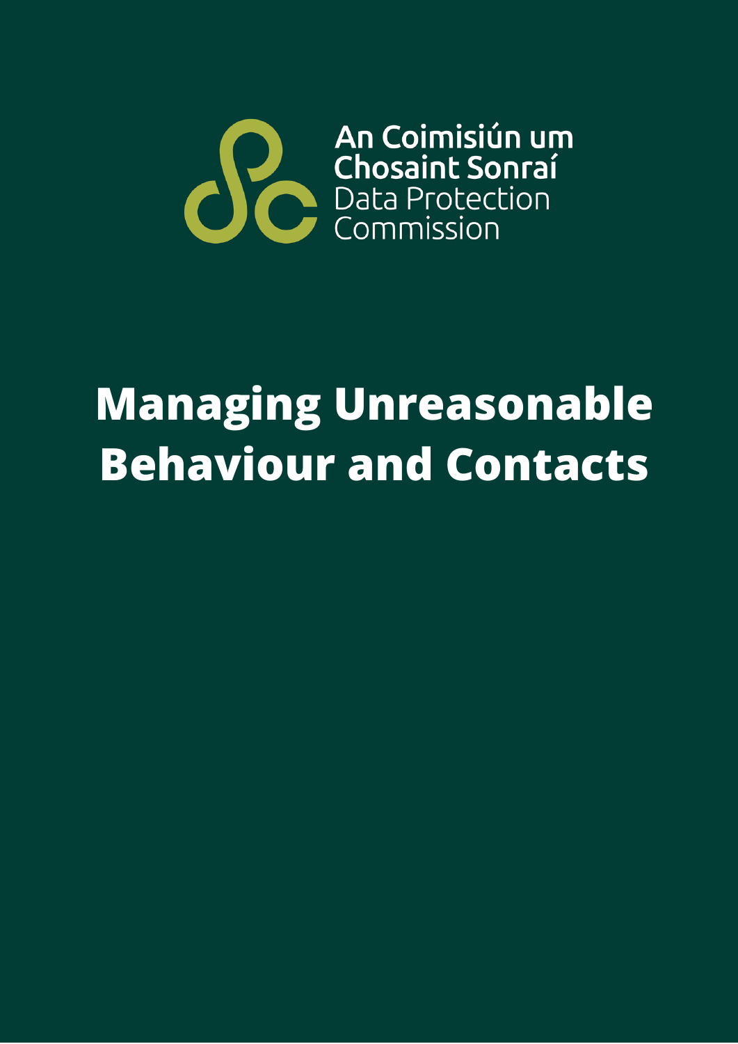An Coimisiún um Chosaint Sonraí
Data Protection Commission

# Managing Unreasonable Behaviour and Contacts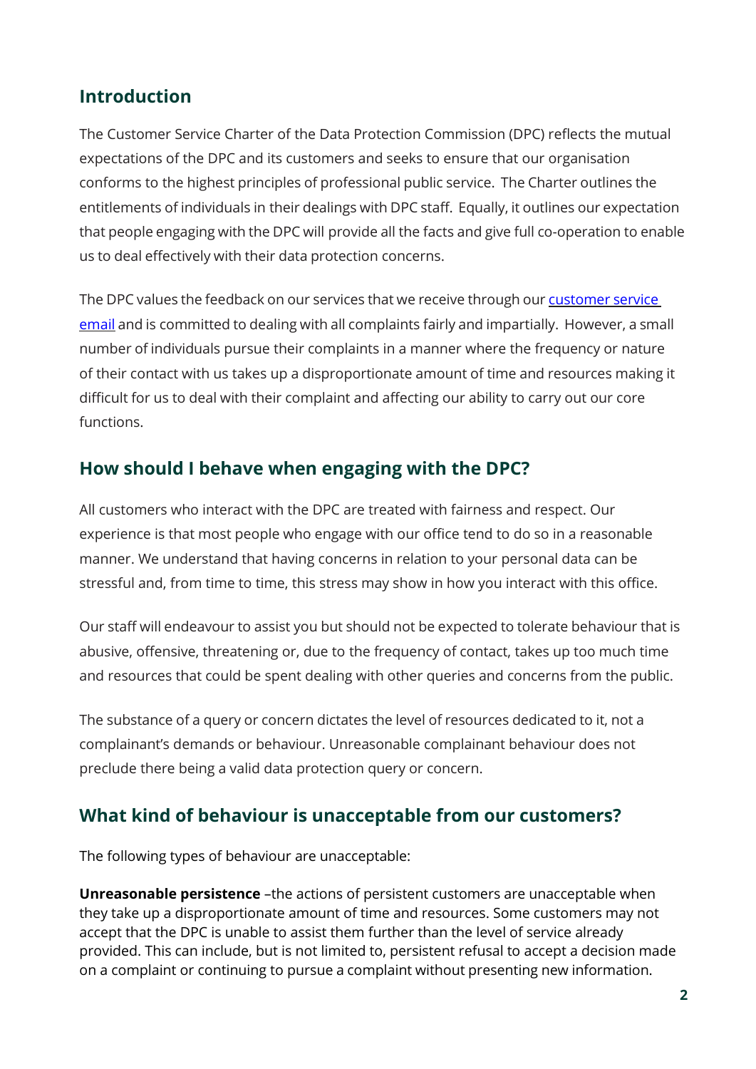## Introduction

The Customer Service Charter of the Data Protection Commission (DPC) reflects the mutual expectations of the DPC and its customers and seeks to ensure that our organisation conforms to the highest principles of professional public service. The Charter outlines the entitlements of individuals in their dealings with DPC staff. Equally, it outlines our expectation that people engaging with the DPC will provide all the facts and give full co-operation to enable us to deal effectively with their data protection concerns.

The DPC values the feedback on our services that we receive through our customer service email and is committed to dealing with all complaints fairly and impartially. However, a small number of individuals pursue their complaints in a manner where the frequency or nature of their contact with us takes up a disproportionate amount of time and resources making it difficult for us to deal with their complaint and affecting our ability to carry out our core functions.

## How should I behave when engaging with the DPC?

All customers who interact with the DPC are treated with fairness and respect. Our experience is that most people who engage with our office tend to do so in a reasonable manner. We understand that having concerns in relation to your personal data can be stressful and, from time to time, this stress may show in how you interact with this office.

Our staff will endeavour to assist you but should not be expected to tolerate behaviour that is abusive, offensive, threatening or, due to the frequency of contact, takes up too much time and resources that could be spent dealing with other queries and concerns from the public.

The substance of a query or concern dictates the level of resources dedicated to it, not a complainant's demands or behaviour. Unreasonable complainant behaviour does not preclude there being a valid data protection query or concern.

## What kind of behaviour is unacceptable from our customers?

The following types of behaviour are unacceptable:

**Unreasonable persistence** –the actions of persistent customers are unacceptable when they take up a disproportionate amount of time and resources. Some customers may not accept that the DPC is unable to assist them further than the level of service already provided. This can include, but is not limited to, persistent refusal to accept a decision made on a complaint or continuing to pursue a complaint without presenting new information.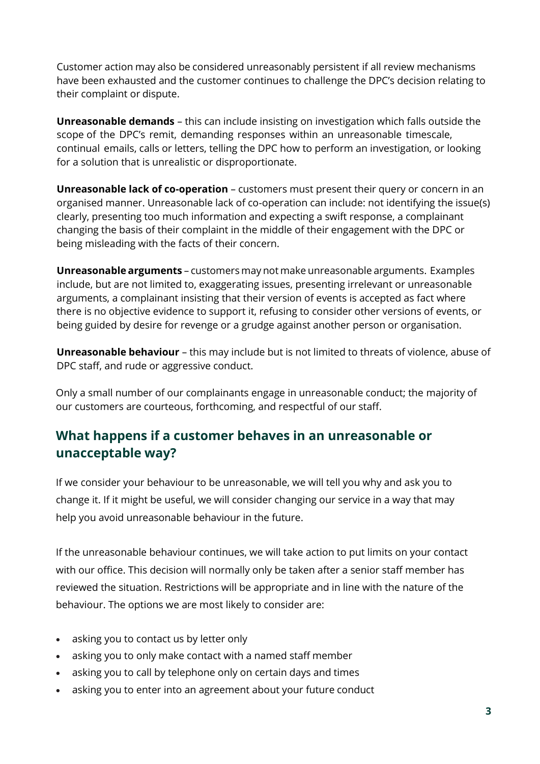Customer action may also be considered unreasonably persistent if all review mechanisms have been exhausted and the customer continues to challenge the DPC's decision relating to their complaint or dispute.

**Unreasonable demands** – this can include insisting on investigation which falls outside the scope of the DPC's remit, demanding responses within an unreasonable timescale, continual emails, calls or letters, telling the DPC how to perform an investigation, or looking for a solution that is unrealistic or disproportionate.

**Unreasonable lack of co-operation** – customers must present their query or concern in an organised manner. Unreasonable lack of co-operation can include: not identifying the issue(s) clearly, presenting too much information and expecting a swift response, a complainant changing the basis of their complaint in the middle of their engagement with the DPC or being misleading with the facts of their concern.

**Unreasonable arguments** – customers may not make unreasonable arguments. Examples include, but are not limited to, exaggerating issues, presenting irrelevant or unreasonable arguments, a complainant insisting that their version of events is accepted as fact where there is no objective evidence to support it, refusing to consider other versions of events, or being guided by desire for revenge or a grudge against another person or organisation.

**Unreasonable behaviour** – this may include but is not limited to threats of violence, abuse of DPC staff, and rude or aggressive conduct.

Only a small number of our complainants engage in unreasonable conduct; the majority of our customers are courteous, forthcoming, and respectful of our staff.

## What happens if a customer behaves in an unreasonable or unacceptable way?

If we consider your behaviour to be unreasonable, we will tell you why and ask you to change it. If it might be useful, we will consider changing our service in a way that may help you avoid unreasonable behaviour in the future.

If the unreasonable behaviour continues, we will take action to put limits on your contact with our office. This decision will normally only be taken after a senior staff member has reviewed the situation. Restrictions will be appropriate and in line with the nature of the behaviour. The options we are most likely to consider are:

- asking you to contact us by letter only
- asking you to only make contact with a named staff member
- asking you to call by telephone only on certain days and times
- asking you to enter into an agreement about your future conduct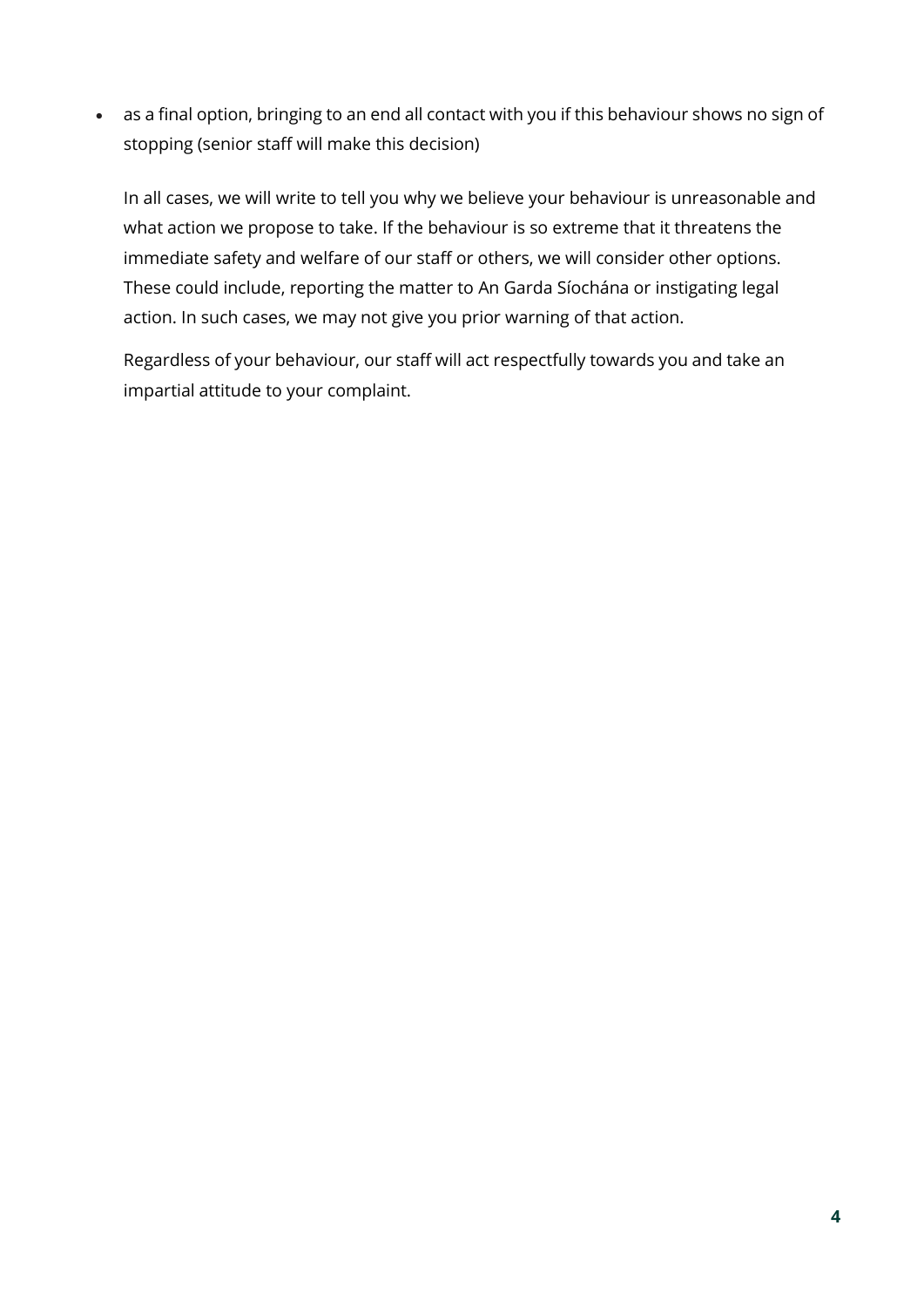- as a final option, bringing to an end all contact with you if this behaviour shows no sign of stopping (senior staff will make this decision)

  In all cases, we will write to tell you why we believe your behaviour is unreasonable and what action we propose to take. If the behaviour is so extreme that it threatens the immediate safety and welfare of our staff or others, we will consider other options. These could include, reporting the matter to An Garda Síochána or instigating legal action. In such cases, we may not give you prior warning of that action.

  Regardless of your behaviour, our staff will act respectfully towards you and take an impartial attitude to your complaint.